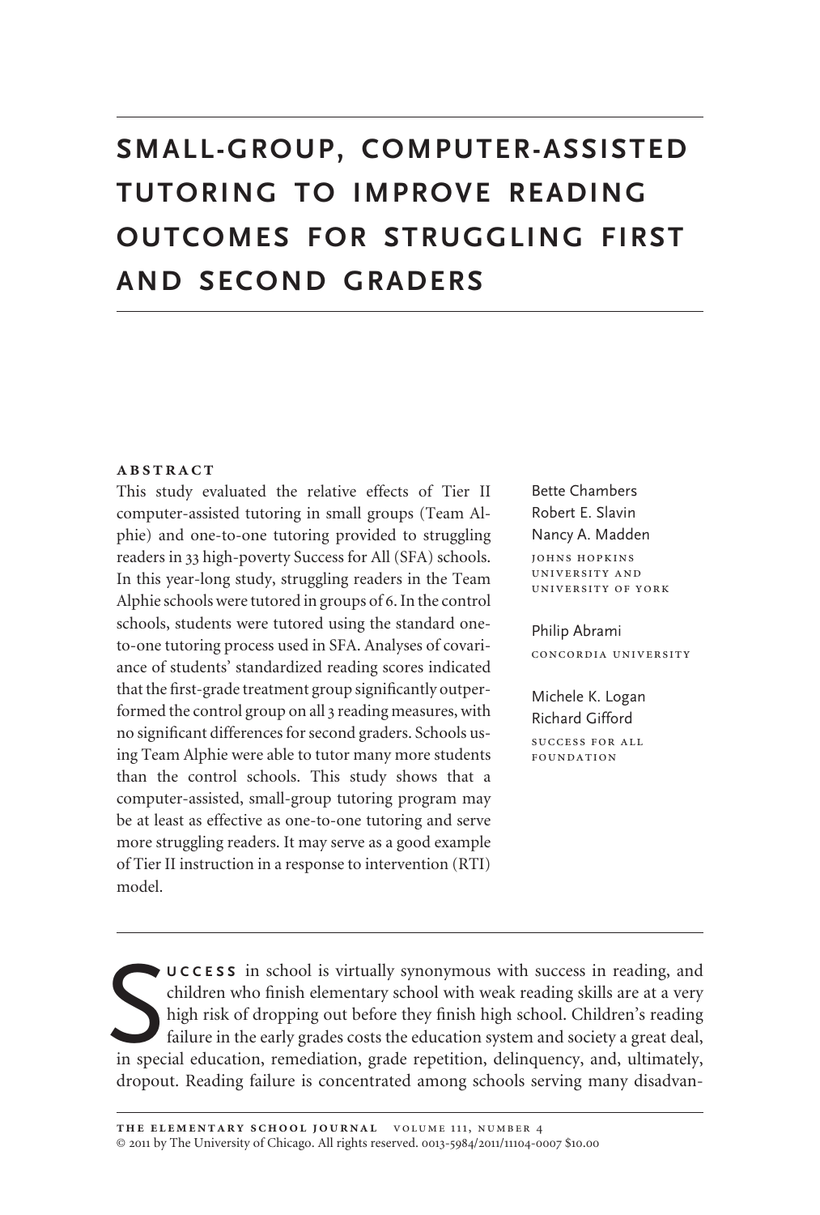# SMALL-GROUP, COMPUTER-ASSISTED TUTORING TO IMPROVE READING OUTCOMES FOR STRUGGLING FIRST AND SECOND GRADERS

Bette Chambers
Robert E. Slavin
Nancy A. Madden
JOHNS HOPKINS UNIVERSITY AND UNIVERSITY OF YORK

Philip Abrami
CONCORDIA UNIVERSITY

Michele K. Logan
Richard Gifford
SUCCESS FOR ALL FOUNDATION

## ABSTRACT

This study evaluated the relative effects of Tier II computer-assisted tutoring in small groups (Team Alphie) and one-to-one tutoring provided to struggling readers in 33 high-poverty Success for All (SFA) schools. In this year-long study, struggling readers in the Team Alphie schools were tutored in groups of 6. In the control schools, students were tutored using the standard one-to-one tutoring process used in SFA. Analyses of covariance of students' standardized reading scores indicated that the first-grade treatment group significantly outperformed the control group on all 3 reading measures, with no significant differences for second graders. Schools using Team Alphie were able to tutor many more students than the control schools. This study shows that a computer-assisted, small-group tutoring program may be at least as effective as one-to-one tutoring and serve more struggling readers. It may serve as a good example of Tier II instruction in a response to intervention (RTI) model.

**SUCCESS** in school is virtually synonymous with success in reading, and children who finish elementary school with weak reading skills are at a very high risk of dropping out before they finish high school. Children's reading failure in the early grades costs the education system and society a great deal, in special education, remediation, grade repetition, delinquency, and, ultimately, dropout. Reading failure is concentrated among schools serving many disadvan-

© 2011 by The University of Chicago. All rights reserved. 0013-5984/2011/11104-0007 $10.00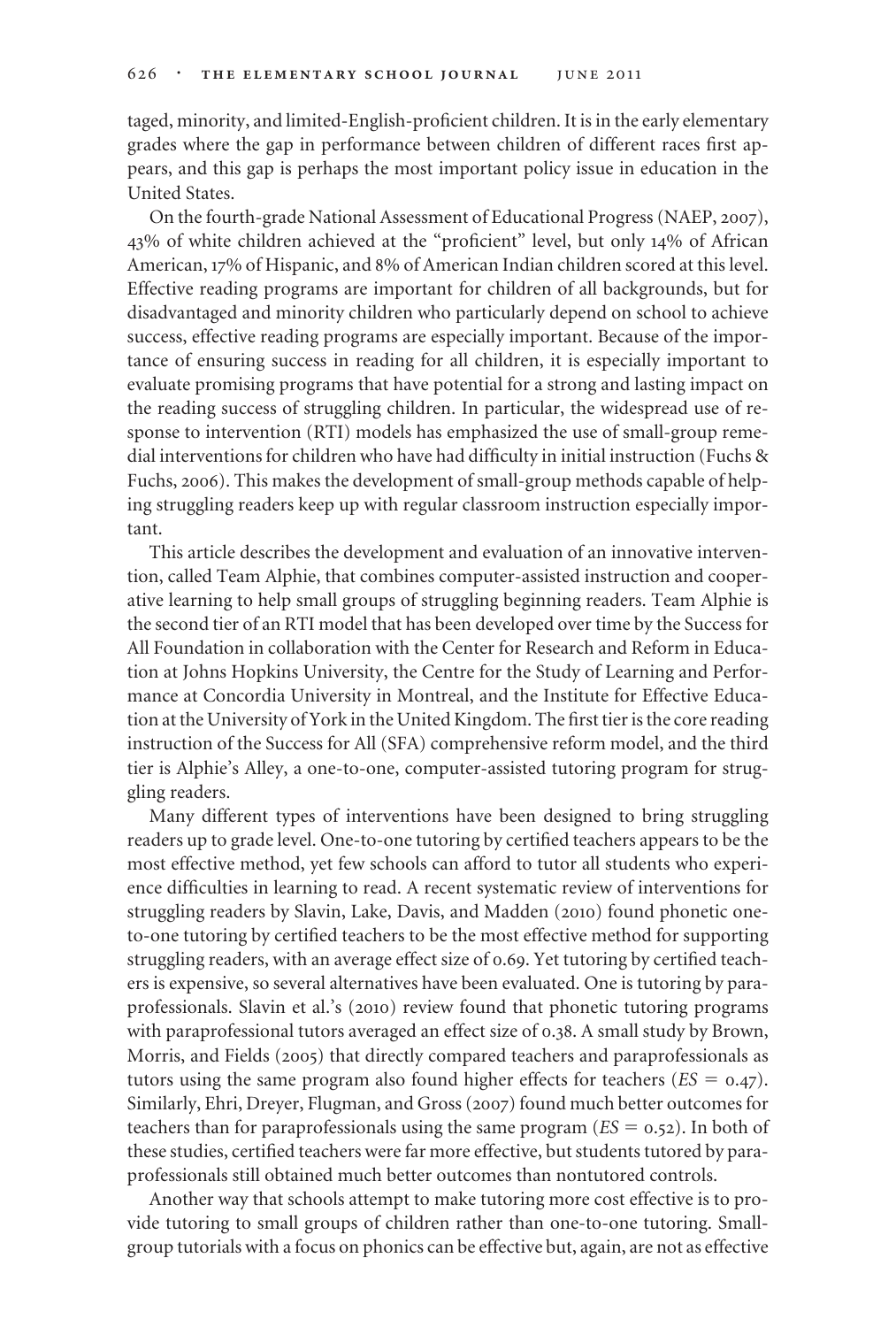taged, minority, and limited-English-proficient children. It is in the early elementary grades where the gap in performance between children of different races first appears, and this gap is perhaps the most important policy issue in education in the United States.

On the fourth-grade National Assessment of Educational Progress (NAEP, 2007), 43% of white children achieved at the "proficient" level, but only 14% of African American, 17% of Hispanic, and 8% of American Indian children scored at this level. Effective reading programs are important for children of all backgrounds, but for disadvantaged and minority children who particularly depend on school to achieve success, effective reading programs are especially important. Because of the importance of ensuring success in reading for all children, it is especially important to evaluate promising programs that have potential for a strong and lasting impact on the reading success of struggling children. In particular, the widespread use of response to intervention (RTI) models has emphasized the use of small-group remedial interventions for children who have had difficulty in initial instruction (Fuchs & Fuchs, 2006). This makes the development of small-group methods capable of helping struggling readers keep up with regular classroom instruction especially important.

This article describes the development and evaluation of an innovative intervention, called Team Alphie, that combines computer-assisted instruction and cooperative learning to help small groups of struggling beginning readers. Team Alphie is the second tier of an RTI model that has been developed over time by the Success for All Foundation in collaboration with the Center for Research and Reform in Education at Johns Hopkins University, the Centre for the Study of Learning and Performance at Concordia University in Montreal, and the Institute for Effective Education at the University of York in the United Kingdom. The first tier is the core reading instruction of the Success for All (SFA) comprehensive reform model, and the third tier is Alphie's Alley, a one-to-one, computer-assisted tutoring program for struggling readers.

Many different types of interventions have been designed to bring struggling readers up to grade level. One-to-one tutoring by certified teachers appears to be the most effective method, yet few schools can afford to tutor all students who experience difficulties in learning to read. A recent systematic review of interventions for struggling readers by Slavin, Lake, Davis, and Madden (2010) found phonetic one-to-one tutoring by certified teachers to be the most effective method for supporting struggling readers, with an average effect size of 0.69. Yet tutoring by certified teachers is expensive, so several alternatives have been evaluated. One is tutoring by paraprofessionals. Slavin et al.'s (2010) review found that phonetic tutoring programs with paraprofessional tutors averaged an effect size of 0.38. A small study by Brown, Morris, and Fields (2005) that directly compared teachers and paraprofessionals as tutors using the same program also found higher effects for teachers ($ES = 0.47$). Similarly, Ehri, Dreyer, Flugman, and Gross (2007) found much better outcomes for teachers than for paraprofessionals using the same program ($ES = 0.52$). In both of these studies, certified teachers were far more effective, but students tutored by paraprofessionals still obtained much better outcomes than nontutored controls.

Another way that schools attempt to make tutoring more cost effective is to provide tutoring to small groups of children rather than one-to-one tutoring. Small-group tutorials with a focus on phonics can be effective but, again, are not as effective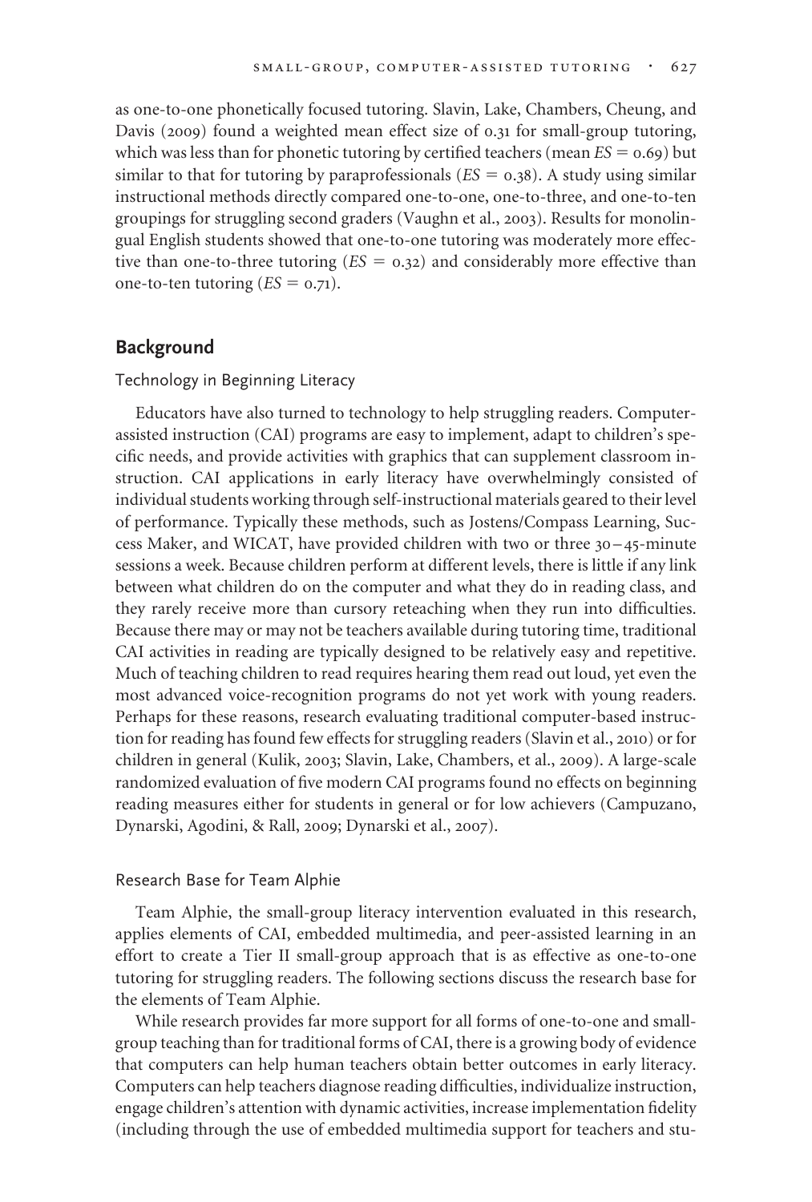as one-to-one phonetically focused tutoring. Slavin, Lake, Chambers, Cheung, and Davis (2009) found a weighted mean effect size of 0.31 for small-group tutoring, which was less than for phonetic tutoring by certified teachers (mean $ES = 0.69$) but similar to that for tutoring by paraprofessionals ($ES = 0.38$). A study using similar instructional methods directly compared one-to-one, one-to-three, and one-to-ten groupings for struggling second graders (Vaughn et al., 2003). Results for monolingual English students showed that one-to-one tutoring was moderately more effective than one-to-three tutoring ($ES = 0.32$) and considerably more effective than one-to-ten tutoring ($ES = 0.71$).

## Background

### Technology in Beginning Literacy

Educators have also turned to technology to help struggling readers. Computer-assisted instruction (CAI) programs are easy to implement, adapt to children's specific needs, and provide activities with graphics that can supplement classroom instruction. CAI applications in early literacy have overwhelmingly consisted of individual students working through self-instructional materials geared to their level of performance. Typically these methods, such as Jostens/Compass Learning, Success Maker, and WICAT, have provided children with two or three 30–45-minute sessions a week. Because children perform at different levels, there is little if any link between what children do on the computer and what they do in reading class, and they rarely receive more than cursory reteaching when they run into difficulties. Because there may or may not be teachers available during tutoring time, traditional CAI activities in reading are typically designed to be relatively easy and repetitive. Much of teaching children to read requires hearing them read out loud, yet even the most advanced voice-recognition programs do not yet work with young readers. Perhaps for these reasons, research evaluating traditional computer-based instruction for reading has found few effects for struggling readers (Slavin et al., 2010) or for children in general (Kulik, 2003; Slavin, Lake, Chambers, et al., 2009). A large-scale randomized evaluation of five modern CAI programs found no effects on beginning reading measures either for students in general or for low achievers (Campuzano, Dynarski, Agodini, & Rall, 2009; Dynarski et al., 2007).

### Research Base for Team Alphie

Team Alphie, the small-group literacy intervention evaluated in this research, applies elements of CAI, embedded multimedia, and peer-assisted learning in an effort to create a Tier II small-group approach that is as effective as one-to-one tutoring for struggling readers. The following sections discuss the research base for the elements of Team Alphie.

While research provides far more support for all forms of one-to-one and small-group teaching than for traditional forms of CAI, there is a growing body of evidence that computers can help human teachers obtain better outcomes in early literacy. Computers can help teachers diagnose reading difficulties, individualize instruction, engage children's attention with dynamic activities, increase implementation fidelity (including through the use of embedded multimedia support for teachers and stu-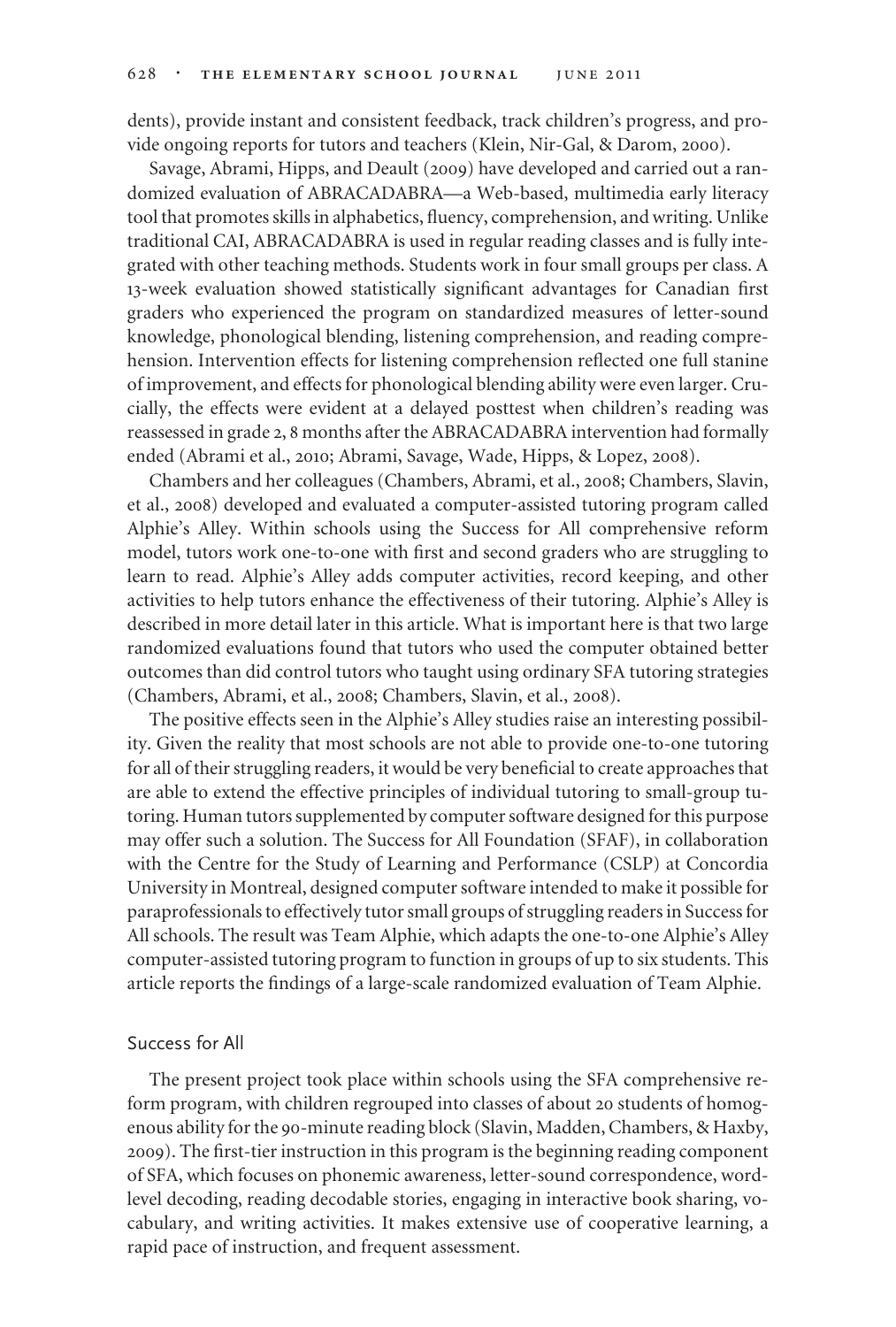dents), provide instant and consistent feedback, track children's progress, and provide ongoing reports for tutors and teachers (Klein, Nir-Gal, & Darom, 2000).

Savage, Abrami, Hipps, and Deault (2009) have developed and carried out a randomized evaluation of ABRACADABRA—a Web-based, multimedia early literacy tool that promotes skills in alphabetics, fluency, comprehension, and writing. Unlike traditional CAI, ABRACADABRA is used in regular reading classes and is fully integrated with other teaching methods. Students work in four small groups per class. A 13-week evaluation showed statistically significant advantages for Canadian first graders who experienced the program on standardized measures of letter-sound knowledge, phonological blending, listening comprehension, and reading comprehension. Intervention effects for listening comprehension reflected one full stanine of improvement, and effects for phonological blending ability were even larger. Crucially, the effects were evident at a delayed posttest when children's reading was reassessed in grade 2, 8 months after the ABRACADABRA intervention had formally ended (Abrami et al., 2010; Abrami, Savage, Wade, Hipps, & Lopez, 2008).

Chambers and her colleagues (Chambers, Abrami, et al., 2008; Chambers, Slavin, et al., 2008) developed and evaluated a computer-assisted tutoring program called Alphie's Alley. Within schools using the Success for All comprehensive reform model, tutors work one-to-one with first and second graders who are struggling to learn to read. Alphie's Alley adds computer activities, record keeping, and other activities to help tutors enhance the effectiveness of their tutoring. Alphie's Alley is described in more detail later in this article. What is important here is that two large randomized evaluations found that tutors who used the computer obtained better outcomes than did control tutors who taught using ordinary SFA tutoring strategies (Chambers, Abrami, et al., 2008; Chambers, Slavin, et al., 2008).

The positive effects seen in the Alphie's Alley studies raise an interesting possibility. Given the reality that most schools are not able to provide one-to-one tutoring for all of their struggling readers, it would be very beneficial to create approaches that are able to extend the effective principles of individual tutoring to small-group tutoring. Human tutors supplemented by computer software designed for this purpose may offer such a solution. The Success for All Foundation (SFAF), in collaboration with the Centre for the Study of Learning and Performance (CSLP) at Concordia University in Montreal, designed computer software intended to make it possible for paraprofessionals to effectively tutor small groups of struggling readers in Success for All schools. The result was Team Alphie, which adapts the one-to-one Alphie's Alley computer-assisted tutoring program to function in groups of up to six students. This article reports the findings of a large-scale randomized evaluation of Team Alphie.

## Success for All

The present project took place within schools using the SFA comprehensive reform program, with children regrouped into classes of about 20 students of homogenous ability for the 90-minute reading block (Slavin, Madden, Chambers, & Haxby, 2009). The first-tier instruction in this program is the beginning reading component of SFA, which focuses on phonemic awareness, letter-sound correspondence, word-level decoding, reading decodable stories, engaging in interactive book sharing, vocabulary, and writing activities. It makes extensive use of cooperative learning, a rapid pace of instruction, and frequent assessment.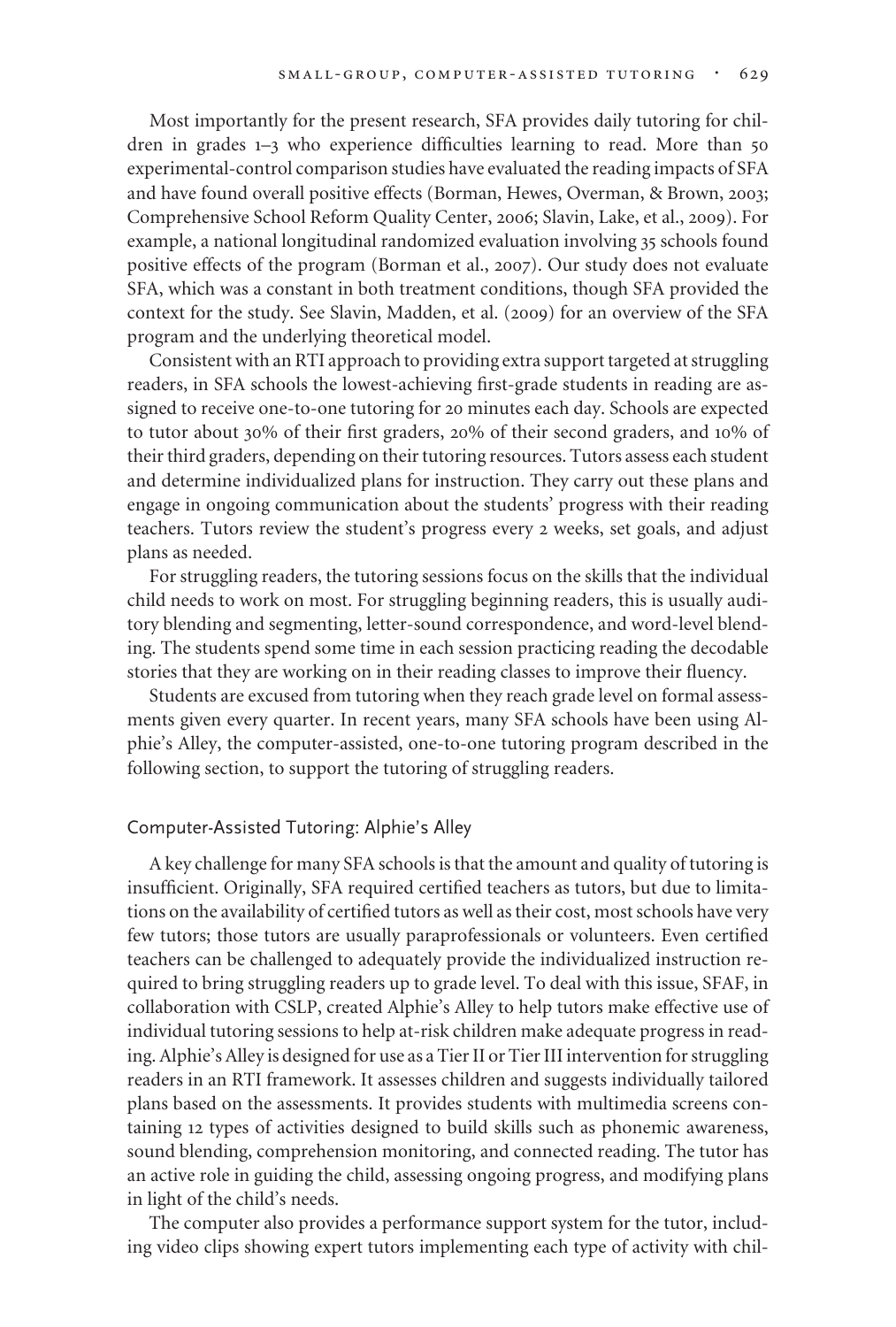Most importantly for the present research, SFA provides daily tutoring for children in grades 1–3 who experience difficulties learning to read. More than 50 experimental-control comparison studies have evaluated the reading impacts of SFA and have found overall positive effects (Borman, Hewes, Overman, & Brown, 2003; Comprehensive School Reform Quality Center, 2006; Slavin, Lake, et al., 2009). For example, a national longitudinal randomized evaluation involving 35 schools found positive effects of the program (Borman et al., 2007). Our study does not evaluate SFA, which was a constant in both treatment conditions, though SFA provided the context for the study. See Slavin, Madden, et al. (2009) for an overview of the SFA program and the underlying theoretical model.

Consistent with an RTI approach to providing extra support targeted at struggling readers, in SFA schools the lowest-achieving first-grade students in reading are assigned to receive one-to-one tutoring for 20 minutes each day. Schools are expected to tutor about 30% of their first graders, 20% of their second graders, and 10% of their third graders, depending on their tutoring resources. Tutors assess each student and determine individualized plans for instruction. They carry out these plans and engage in ongoing communication about the students' progress with their reading teachers. Tutors review the student's progress every 2 weeks, set goals, and adjust plans as needed.

For struggling readers, the tutoring sessions focus on the skills that the individual child needs to work on most. For struggling beginning readers, this is usually auditory blending and segmenting, letter-sound correspondence, and word-level blending. The students spend some time in each session practicing reading the decodable stories that they are working on in their reading classes to improve their fluency.

Students are excused from tutoring when they reach grade level on formal assessments given every quarter. In recent years, many SFA schools have been using Alphie's Alley, the computer-assisted, one-to-one tutoring program described in the following section, to support the tutoring of struggling readers.

### Computer-Assisted Tutoring: Alphie's Alley

A key challenge for many SFA schools is that the amount and quality of tutoring is insufficient. Originally, SFA required certified teachers as tutors, but due to limitations on the availability of certified tutors as well as their cost, most schools have very few tutors; those tutors are usually paraprofessionals or volunteers. Even certified teachers can be challenged to adequately provide the individualized instruction required to bring struggling readers up to grade level. To deal with this issue, SFAF, in collaboration with CSLP, created Alphie's Alley to help tutors make effective use of individual tutoring sessions to help at-risk children make adequate progress in reading. Alphie's Alley is designed for use as a Tier II or Tier III intervention for struggling readers in an RTI framework. It assesses children and suggests individually tailored plans based on the assessments. It provides students with multimedia screens containing 12 types of activities designed to build skills such as phonemic awareness, sound blending, comprehension monitoring, and connected reading. The tutor has an active role in guiding the child, assessing ongoing progress, and modifying plans in light of the child's needs.

The computer also provides a performance support system for the tutor, including video clips showing expert tutors implementing each type of activity with chil-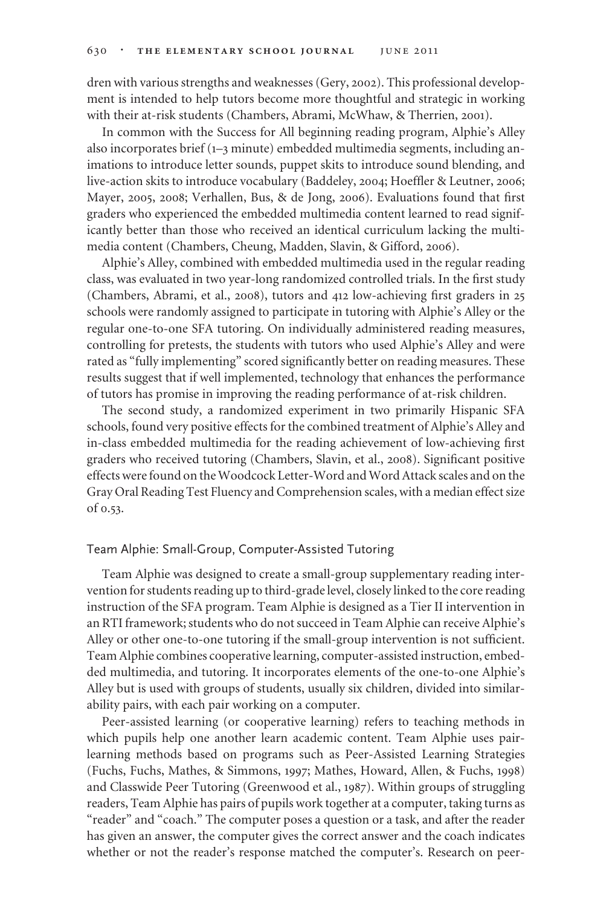dren with various strengths and weaknesses (Gery, 2002). This professional development is intended to help tutors become more thoughtful and strategic in working with their at-risk students (Chambers, Abrami, McWhaw, & Therrien, 2001).

In common with the Success for All beginning reading program, Alphie's Alley also incorporates brief (1–3 minute) embedded multimedia segments, including animations to introduce letter sounds, puppet skits to introduce sound blending, and live-action skits to introduce vocabulary (Baddeley, 2004; Hoeffler & Leutner, 2006; Mayer, 2005, 2008; Verhallen, Bus, & de Jong, 2006). Evaluations found that first graders who experienced the embedded multimedia content learned to read significantly better than those who received an identical curriculum lacking the multimedia content (Chambers, Cheung, Madden, Slavin, & Gifford, 2006).

Alphie's Alley, combined with embedded multimedia used in the regular reading class, was evaluated in two year-long randomized controlled trials. In the first study (Chambers, Abrami, et al., 2008), tutors and 412 low-achieving first graders in 25 schools were randomly assigned to participate in tutoring with Alphie's Alley or the regular one-to-one SFA tutoring. On individually administered reading measures, controlling for pretests, the students with tutors who used Alphie's Alley and were rated as "fully implementing" scored significantly better on reading measures. These results suggest that if well implemented, technology that enhances the performance of tutors has promise in improving the reading performance of at-risk children.

The second study, a randomized experiment in two primarily Hispanic SFA schools, found very positive effects for the combined treatment of Alphie's Alley and in-class embedded multimedia for the reading achievement of low-achieving first graders who received tutoring (Chambers, Slavin, et al., 2008). Significant positive effects were found on the Woodcock Letter-Word and Word Attack scales and on the Gray Oral Reading Test Fluency and Comprehension scales, with a median effect size of 0.53.

### Team Alphie: Small-Group, Computer-Assisted Tutoring

Team Alphie was designed to create a small-group supplementary reading intervention for students reading up to third-grade level, closely linked to the core reading instruction of the SFA program. Team Alphie is designed as a Tier II intervention in an RTI framework; students who do not succeed in Team Alphie can receive Alphie's Alley or other one-to-one tutoring if the small-group intervention is not sufficient. Team Alphie combines cooperative learning, computer-assisted instruction, embedded multimedia, and tutoring. It incorporates elements of the one-to-one Alphie's Alley but is used with groups of students, usually six children, divided into similar-ability pairs, with each pair working on a computer.

Peer-assisted learning (or cooperative learning) refers to teaching methods in which pupils help one another learn academic content. Team Alphie uses pair-learning methods based on programs such as Peer-Assisted Learning Strategies (Fuchs, Fuchs, Mathes, & Simmons, 1997; Mathes, Howard, Allen, & Fuchs, 1998) and Classwide Peer Tutoring (Greenwood et al., 1987). Within groups of struggling readers, Team Alphie has pairs of pupils work together at a computer, taking turns as "reader" and "coach." The computer poses a question or a task, and after the reader has given an answer, the computer gives the correct answer and the coach indicates whether or not the reader's response matched the computer's. Research on peer-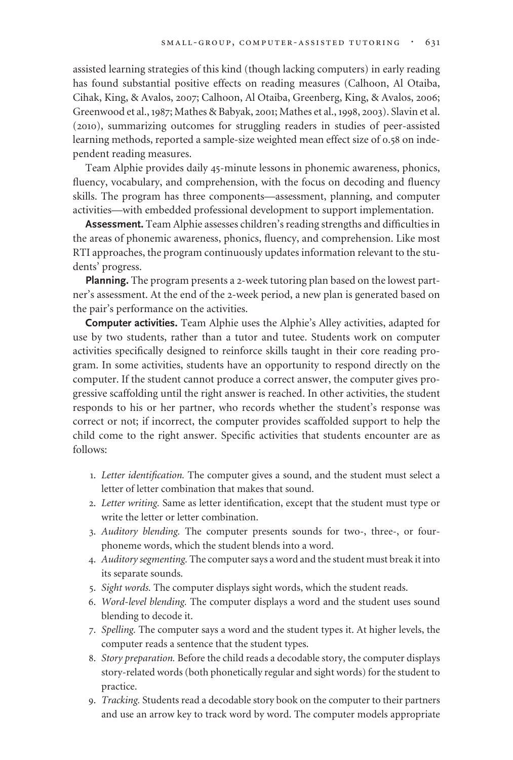assisted learning strategies of this kind (though lacking computers) in early reading has found substantial positive effects on reading measures (Calhoon, Al Otaiba, Cihak, King, & Avalos, 2007; Calhoon, Al Otaiba, Greenberg, King, & Avalos, 2006; Greenwood et al., 1987; Mathes & Babyak, 2001; Mathes et al., 1998, 2003). Slavin et al. (2010), summarizing outcomes for struggling readers in studies of peer-assisted learning methods, reported a sample-size weighted mean effect size of 0.58 on independent reading measures.

Team Alphie provides daily 45-minute lessons in phonemic awareness, phonics, fluency, vocabulary, and comprehension, with the focus on decoding and fluency skills. The program has three components—assessment, planning, and computer activities—with embedded professional development to support implementation.

**Assessment.** Team Alphie assesses children's reading strengths and difficulties in the areas of phonemic awareness, phonics, fluency, and comprehension. Like most RTI approaches, the program continuously updates information relevant to the students' progress.

**Planning.** The program presents a 2-week tutoring plan based on the lowest partner's assessment. At the end of the 2-week period, a new plan is generated based on the pair's performance on the activities.

**Computer activities.** Team Alphie uses the Alphie's Alley activities, adapted for use by two students, rather than a tutor and tutee. Students work on computer activities specifically designed to reinforce skills taught in their core reading program. In some activities, students have an opportunity to respond directly on the computer. If the student cannot produce a correct answer, the computer gives progressive scaffolding until the right answer is reached. In other activities, the student responds to his or her partner, who records whether the student's response was correct or not; if incorrect, the computer provides scaffolded support to help the child come to the right answer. Specific activities that students encounter are as follows:

1. *Letter identification.* The computer gives a sound, and the student must select a letter of letter combination that makes that sound.
2. *Letter writing.* Same as letter identification, except that the student must type or write the letter or letter combination.
3. *Auditory blending.* The computer presents sounds for two-, three-, or four-phoneme words, which the student blends into a word.
4. *Auditory segmenting.* The computer says a word and the student must break it into its separate sounds.
5. *Sight words.* The computer displays sight words, which the student reads.
6. *Word-level blending.* The computer displays a word and the student uses sound blending to decode it.
7. *Spelling.* The computer says a word and the student types it. At higher levels, the computer reads a sentence that the student types.
8. *Story preparation.* Before the child reads a decodable story, the computer displays story-related words (both phonetically regular and sight words) for the student to practice.
9. *Tracking.* Students read a decodable story book on the computer to their partners and use an arrow key to track word by word. The computer models appropriate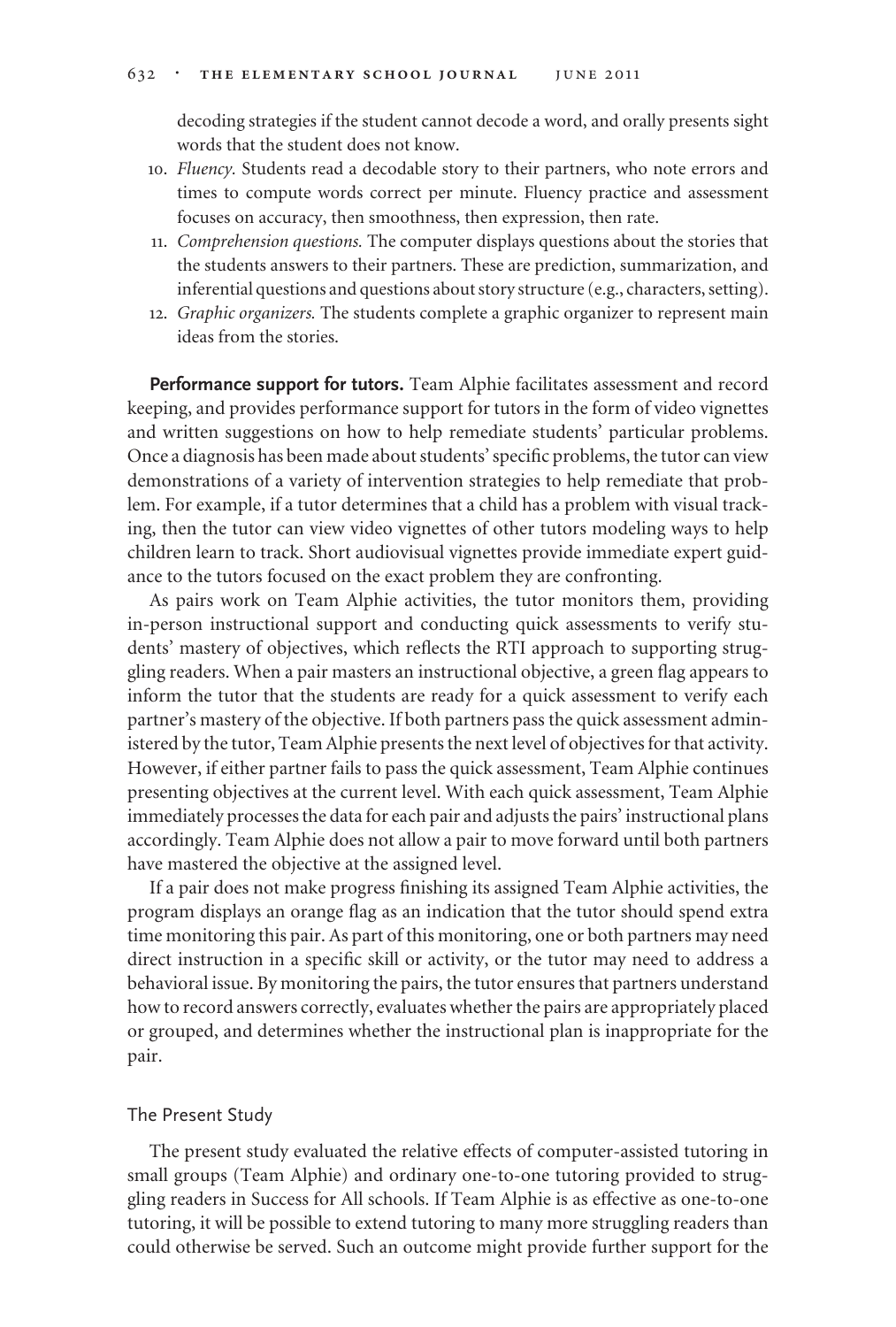decoding strategies if the student cannot decode a word, and orally presents sight words that the student does not know.

10. *Fluency.* Students read a decodable story to their partners, who note errors and times to compute words correct per minute. Fluency practice and assessment focuses on accuracy, then smoothness, then expression, then rate.
11. *Comprehension questions.* The computer displays questions about the stories that the students answers to their partners. These are prediction, summarization, and inferential questions and questions about story structure (e.g., characters, setting).
12. *Graphic organizers.* The students complete a graphic organizer to represent main ideas from the stories.

**Performance support for tutors.** Team Alphie facilitates assessment and record keeping, and provides performance support for tutors in the form of video vignettes and written suggestions on how to help remediate students' particular problems. Once a diagnosis has been made about students' specific problems, the tutor can view demonstrations of a variety of intervention strategies to help remediate that problem. For example, if a tutor determines that a child has a problem with visual tracking, then the tutor can view video vignettes of other tutors modeling ways to help children learn to track. Short audiovisual vignettes provide immediate expert guidance to the tutors focused on the exact problem they are confronting.

As pairs work on Team Alphie activities, the tutor monitors them, providing in-person instructional support and conducting quick assessments to verify students' mastery of objectives, which reflects the RTI approach to supporting struggling readers. When a pair masters an instructional objective, a green flag appears to inform the tutor that the students are ready for a quick assessment to verify each partner's mastery of the objective. If both partners pass the quick assessment administered by the tutor, Team Alphie presents the next level of objectives for that activity. However, if either partner fails to pass the quick assessment, Team Alphie continues presenting objectives at the current level. With each quick assessment, Team Alphie immediately processes the data for each pair and adjusts the pairs' instructional plans accordingly. Team Alphie does not allow a pair to move forward until both partners have mastered the objective at the assigned level.

If a pair does not make progress finishing its assigned Team Alphie activities, the program displays an orange flag as an indication that the tutor should spend extra time monitoring this pair. As part of this monitoring, one or both partners may need direct instruction in a specific skill or activity, or the tutor may need to address a behavioral issue. By monitoring the pairs, the tutor ensures that partners understand how to record answers correctly, evaluates whether the pairs are appropriately placed or grouped, and determines whether the instructional plan is inappropriate for the pair.

## The Present Study

The present study evaluated the relative effects of computer-assisted tutoring in small groups (Team Alphie) and ordinary one-to-one tutoring provided to struggling readers in Success for All schools. If Team Alphie is as effective as one-to-one tutoring, it will be possible to extend tutoring to many more struggling readers than could otherwise be served. Such an outcome might provide further support for the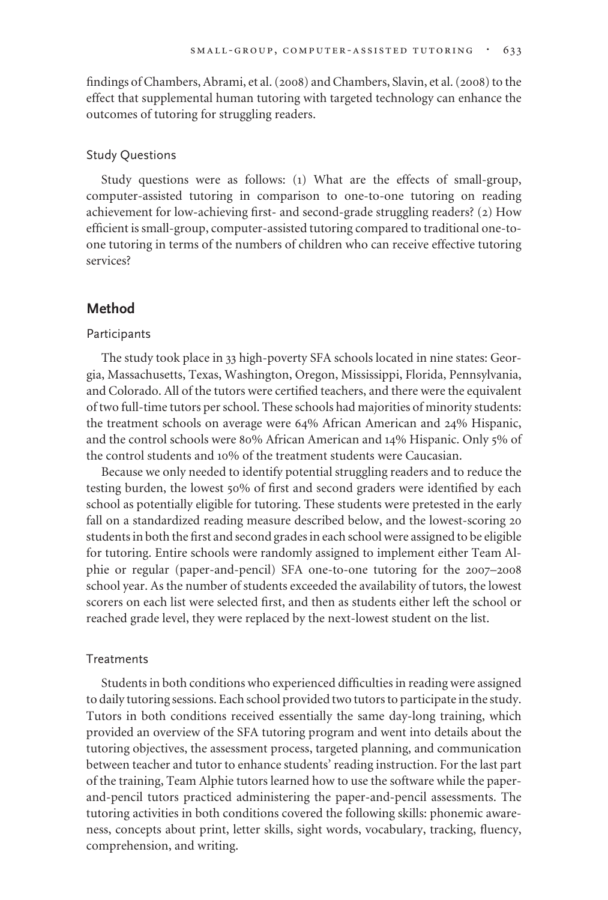findings of Chambers, Abrami, et al. (2008) and Chambers, Slavin, et al. (2008) to the effect that supplemental human tutoring with targeted technology can enhance the outcomes of tutoring for struggling readers.

### Study Questions

Study questions were as follows: (1) What are the effects of small-group, computer-assisted tutoring in comparison to one-to-one tutoring on reading achievement for low-achieving first- and second-grade struggling readers? (2) How efficient is small-group, computer-assisted tutoring compared to traditional one-to-one tutoring in terms of the numbers of children who can receive effective tutoring services?

## Method

### Participants

The study took place in 33 high-poverty SFA schools located in nine states: Georgia, Massachusetts, Texas, Washington, Oregon, Mississippi, Florida, Pennsylvania, and Colorado. All of the tutors were certified teachers, and there were the equivalent of two full-time tutors per school. These schools had majorities of minority students: the treatment schools on average were 64% African American and 24% Hispanic, and the control schools were 80% African American and 14% Hispanic. Only 5% of the control students and 10% of the treatment students were Caucasian.

Because we only needed to identify potential struggling readers and to reduce the testing burden, the lowest 50% of first and second graders were identified by each school as potentially eligible for tutoring. These students were pretested in the early fall on a standardized reading measure described below, and the lowest-scoring 20 students in both the first and second grades in each school were assigned to be eligible for tutoring. Entire schools were randomly assigned to implement either Team Alphie or regular (paper-and-pencil) SFA one-to-one tutoring for the 2007–2008 school year. As the number of students exceeded the availability of tutors, the lowest scorers on each list were selected first, and then as students either left the school or reached grade level, they were replaced by the next-lowest student on the list.

### Treatments

Students in both conditions who experienced difficulties in reading were assigned to daily tutoring sessions. Each school provided two tutors to participate in the study. Tutors in both conditions received essentially the same day-long training, which provided an overview of the SFA tutoring program and went into details about the tutoring objectives, the assessment process, targeted planning, and communication between teacher and tutor to enhance students' reading instruction. For the last part of the training, Team Alphie tutors learned how to use the software while the paper-and-pencil tutors practiced administering the paper-and-pencil assessments. The tutoring activities in both conditions covered the following skills: phonemic awareness, concepts about print, letter skills, sight words, vocabulary, tracking, fluency, comprehension, and writing.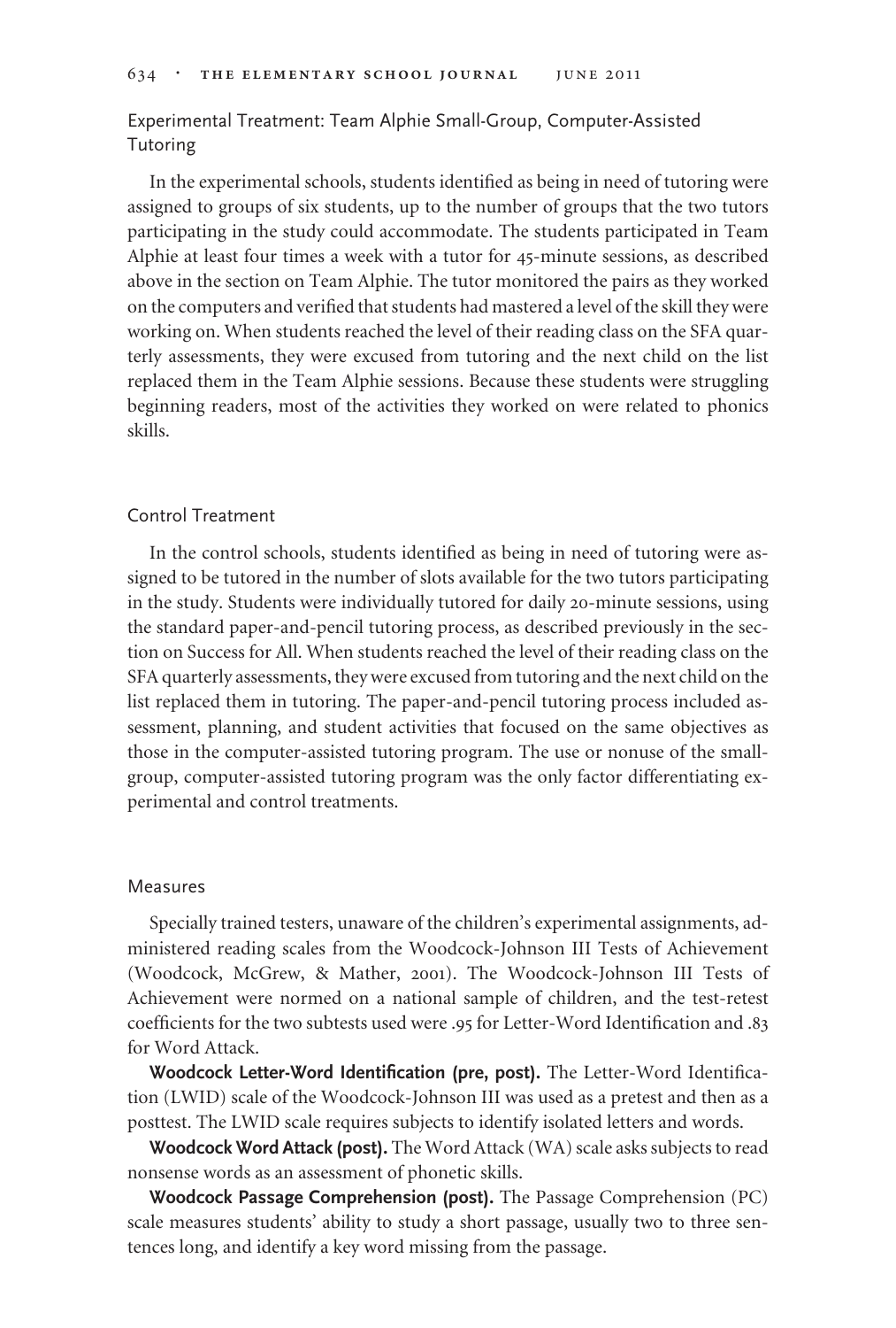## Experimental Treatment: Team Alphie Small-Group, Computer-Assisted Tutoring

In the experimental schools, students identified as being in need of tutoring were assigned to groups of six students, up to the number of groups that the two tutors participating in the study could accommodate. The students participated in Team Alphie at least four times a week with a tutor for 45-minute sessions, as described above in the section on Team Alphie. The tutor monitored the pairs as they worked on the computers and verified that students had mastered a level of the skill they were working on. When students reached the level of their reading class on the SFA quarterly assessments, they were excused from tutoring and the next child on the list replaced them in the Team Alphie sessions. Because these students were struggling beginning readers, most of the activities they worked on were related to phonics skills.

## Control Treatment

In the control schools, students identified as being in need of tutoring were assigned to be tutored in the number of slots available for the two tutors participating in the study. Students were individually tutored for daily 20-minute sessions, using the standard paper-and-pencil tutoring process, as described previously in the section on Success for All. When students reached the level of their reading class on the SFA quarterly assessments, they were excused from tutoring and the next child on the list replaced them in tutoring. The paper-and-pencil tutoring process included assessment, planning, and student activities that focused on the same objectives as those in the computer-assisted tutoring program. The use or nonuse of the small-group, computer-assisted tutoring program was the only factor differentiating experimental and control treatments.

## Measures

Specially trained testers, unaware of the children's experimental assignments, administered reading scales from the Woodcock-Johnson III Tests of Achievement (Woodcock, McGrew, & Mather, 2001). The Woodcock-Johnson III Tests of Achievement were normed on a national sample of children, and the test-retest coefficients for the two subtests used were .95 for Letter-Word Identification and .83 for Word Attack.

**Woodcock Letter-Word Identification (pre, post).** The Letter-Word Identification (LWID) scale of the Woodcock-Johnson III was used as a pretest and then as a posttest. The LWID scale requires subjects to identify isolated letters and words.

**Woodcock Word Attack (post).** The Word Attack (WA) scale asks subjects to read nonsense words as an assessment of phonetic skills.

**Woodcock Passage Comprehension (post).** The Passage Comprehension (PC) scale measures students' ability to study a short passage, usually two to three sentences long, and identify a key word missing from the passage.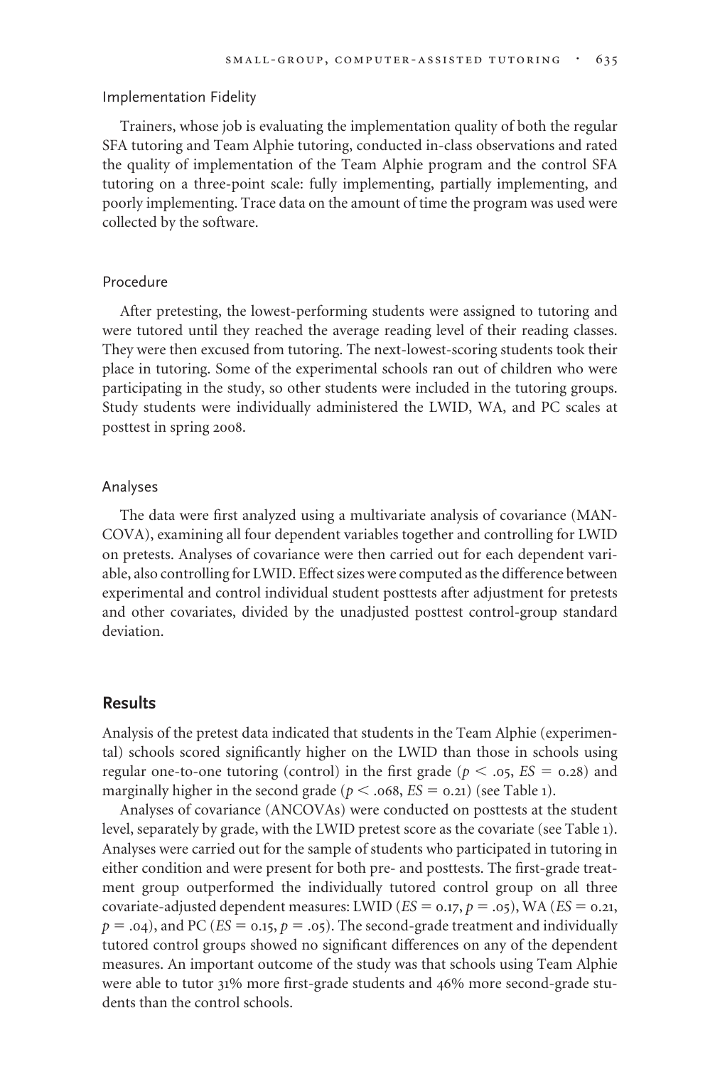### Implementation Fidelity

Trainers, whose job is evaluating the implementation quality of both the regular SFA tutoring and Team Alphie tutoring, conducted in-class observations and rated the quality of implementation of the Team Alphie program and the control SFA tutoring on a three-point scale: fully implementing, partially implementing, and poorly implementing. Trace data on the amount of time the program was used were collected by the software.

### Procedure

After pretesting, the lowest-performing students were assigned to tutoring and were tutored until they reached the average reading level of their reading classes. They were then excused from tutoring. The next-lowest-scoring students took their place in tutoring. Some of the experimental schools ran out of children who were participating in the study, so other students were included in the tutoring groups. Study students were individually administered the LWID, WA, and PC scales at posttest in spring 2008.

### Analyses

The data were first analyzed using a multivariate analysis of covariance (MANCOVA), examining all four dependent variables together and controlling for LWID on pretests. Analyses of covariance were then carried out for each dependent variable, also controlling for LWID. Effect sizes were computed as the difference between experimental and control individual student posttests after adjustment for pretests and other covariates, divided by the unadjusted posttest control-group standard deviation.

## Results

Analysis of the pretest data indicated that students in the Team Alphie (experimental) schools scored significantly higher on the LWID than those in schools using regular one-to-one tutoring (control) in the first grade ($p < .05$, $ES = 0.28$) and marginally higher in the second grade ($p < .068$, $ES = 0.21$) (see Table 1).

Analyses of covariance (ANCOVAs) were conducted on posttests at the student level, separately by grade, with the LWID pretest score as the covariate (see Table 1). Analyses were carried out for the sample of students who participated in tutoring in either condition and were present for both pre- and posttests. The first-grade treatment group outperformed the individually tutored control group on all three covariate-adjusted dependent measures: LWID ($ES = 0.17$, $p = .05$), WA ($ES = 0.21$, $p = .04$), and PC ($ES = 0.15$, $p = .05$). The second-grade treatment and individually tutored control groups showed no significant differences on any of the dependent measures. An important outcome of the study was that schools using Team Alphie were able to tutor 31% more first-grade students and 46% more second-grade students than the control schools.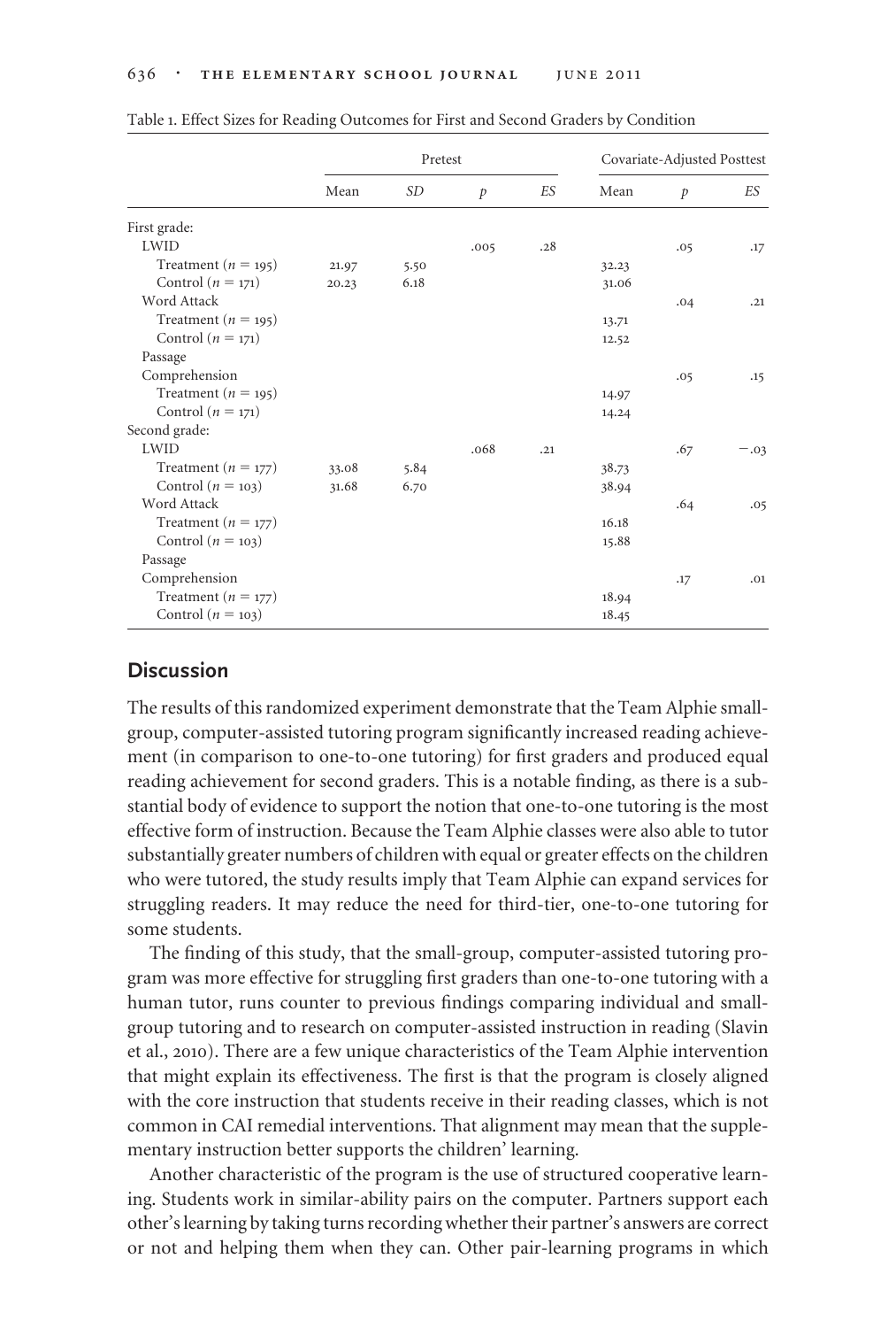Table 1. Effect Sizes for Reading Outcomes for First and Second Graders by Condition

| | Pretest | | | | Covariate-Adjusted Posttest | | |
|---|---|---|---|---|---|---|---|
| | Mean | *SD* | *p* | *ES* | Mean | *p* | *ES* |
| First grade: | | | | | | | |
| LWID | | | .005 | .28 | | .05 | .17 |
| Treatment ($n = 195$) | 21.97 | 5.50 | | | 32.23 | | |
| Control ($n = 171$) | 20.23 | 6.18 | | | 31.06 | | |
| Word Attack | | | | | | .04 | .21 |
| Treatment ($n = 195$) | | | | | 13.71 | | |
| Control ($n = 171$) | | | | | 12.52 | | |
| Passage Comprehension | | | | | | .05 | .15 |
| Treatment ($n = 195$) | | | | | 14.97 | | |
| Control ($n = 171$) | | | | | 14.24 | | |
| Second grade: | | | | | | | |
| LWID | | | .068 | .21 | | .67 | −.03 |
| Treatment ($n = 177$) | 33.08 | 5.84 | | | 38.73 | | |
| Control ($n = 103$) | 31.68 | 6.70 | | | 38.94 | | |
| Word Attack | | | | | | .64 | .05 |
| Treatment ($n = 177$) | | | | | 16.18 | | |
| Control ($n = 103$) | | | | | 15.88 | | |
| Passage Comprehension | | | | | | .17 | .01 |
| Treatment ($n = 177$) | | | | | 18.94 | | |
| Control ($n = 103$) | | | | | 18.45 | | |

## Discussion

The results of this randomized experiment demonstrate that the Team Alphie small-group, computer-assisted tutoring program significantly increased reading achievement (in comparison to one-to-one tutoring) for first graders and produced equal reading achievement for second graders. This is a notable finding, as there is a substantial body of evidence to support the notion that one-to-one tutoring is the most effective form of instruction. Because the Team Alphie classes were also able to tutor substantially greater numbers of children with equal or greater effects on the children who were tutored, the study results imply that Team Alphie can expand services for struggling readers. It may reduce the need for third-tier, one-to-one tutoring for some students.

The finding of this study, that the small-group, computer-assisted tutoring program was more effective for struggling first graders than one-to-one tutoring with a human tutor, runs counter to previous findings comparing individual and small-group tutoring and to research on computer-assisted instruction in reading (Slavin et al., 2010). There are a few unique characteristics of the Team Alphie intervention that might explain its effectiveness. The first is that the program is closely aligned with the core instruction that students receive in their reading classes, which is not common in CAI remedial interventions. That alignment may mean that the supplementary instruction better supports the children' learning.

Another characteristic of the program is the use of structured cooperative learning. Students work in similar-ability pairs on the computer. Partners support each other's learning by taking turns recording whether their partner's answers are correct or not and helping them when they can. Other pair-learning programs in which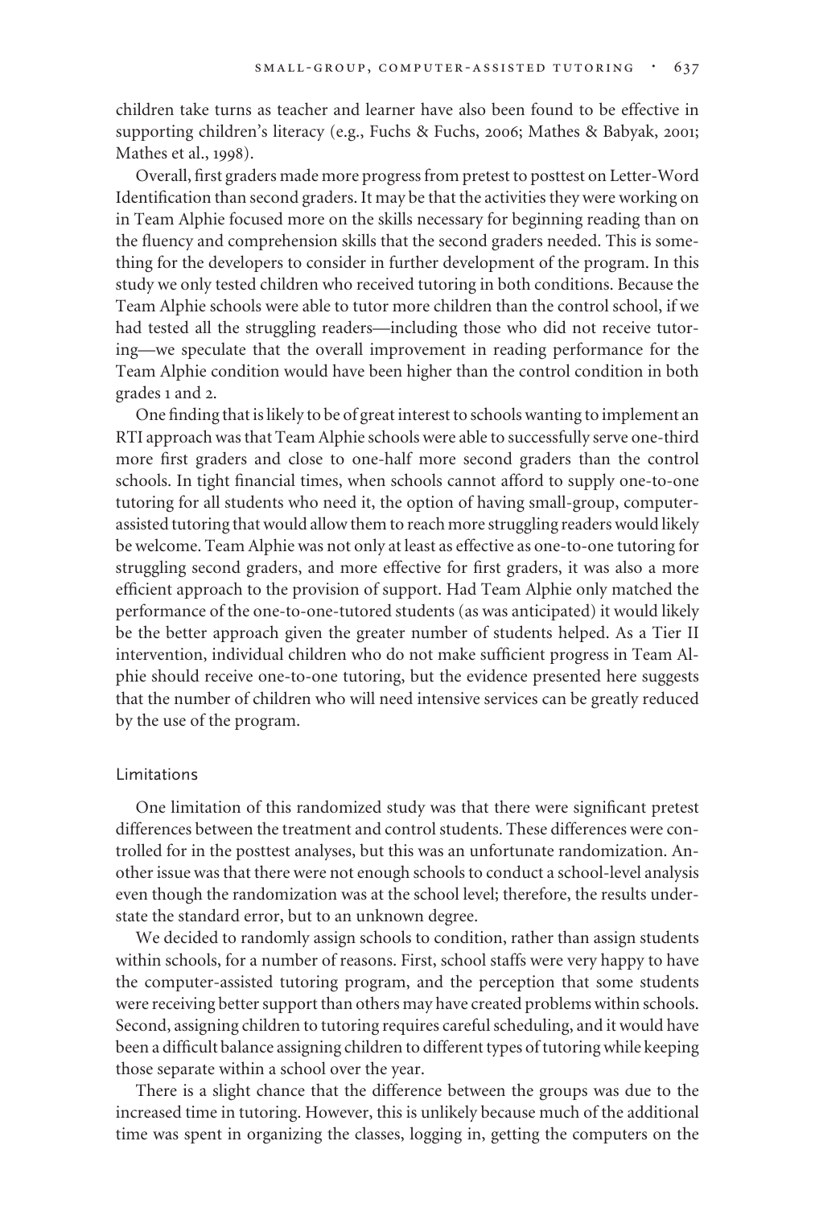children take turns as teacher and learner have also been found to be effective in supporting children's literacy (e.g., Fuchs & Fuchs, 2006; Mathes & Babyak, 2001; Mathes et al., 1998).

Overall, first graders made more progress from pretest to posttest on Letter-Word Identification than second graders. It may be that the activities they were working on in Team Alphie focused more on the skills necessary for beginning reading than on the fluency and comprehension skills that the second graders needed. This is something for the developers to consider in further development of the program. In this study we only tested children who received tutoring in both conditions. Because the Team Alphie schools were able to tutor more children than the control school, if we had tested all the struggling readers—including those who did not receive tutoring—we speculate that the overall improvement in reading performance for the Team Alphie condition would have been higher than the control condition in both grades 1 and 2.

One finding that is likely to be of great interest to schools wanting to implement an RTI approach was that Team Alphie schools were able to successfully serve one-third more first graders and close to one-half more second graders than the control schools. In tight financial times, when schools cannot afford to supply one-to-one tutoring for all students who need it, the option of having small-group, computer-assisted tutoring that would allow them to reach more struggling readers would likely be welcome. Team Alphie was not only at least as effective as one-to-one tutoring for struggling second graders, and more effective for first graders, it was also a more efficient approach to the provision of support. Had Team Alphie only matched the performance of the one-to-one-tutored students (as was anticipated) it would likely be the better approach given the greater number of students helped. As a Tier II intervention, individual children who do not make sufficient progress in Team Alphie should receive one-to-one tutoring, but the evidence presented here suggests that the number of children who will need intensive services can be greatly reduced by the use of the program.

## Limitations

One limitation of this randomized study was that there were significant pretest differences between the treatment and control students. These differences were controlled for in the posttest analyses, but this was an unfortunate randomization. Another issue was that there were not enough schools to conduct a school-level analysis even though the randomization was at the school level; therefore, the results understate the standard error, but to an unknown degree.

We decided to randomly assign schools to condition, rather than assign students within schools, for a number of reasons. First, school staffs were very happy to have the computer-assisted tutoring program, and the perception that some students were receiving better support than others may have created problems within schools. Second, assigning children to tutoring requires careful scheduling, and it would have been a difficult balance assigning children to different types of tutoring while keeping those separate within a school over the year.

There is a slight chance that the difference between the groups was due to the increased time in tutoring. However, this is unlikely because much of the additional time was spent in organizing the classes, logging in, getting the computers on the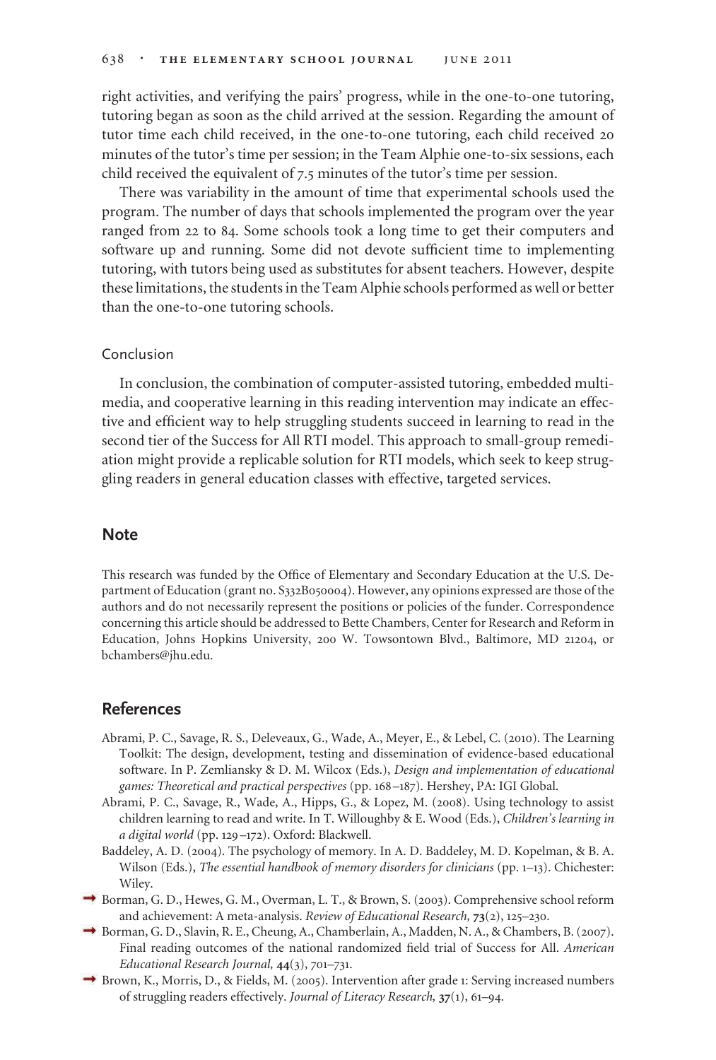right activities, and verifying the pairs' progress, while in the one-to-one tutoring, tutoring began as soon as the child arrived at the session. Regarding the amount of tutor time each child received, in the one-to-one tutoring, each child received 20 minutes of the tutor's time per session; in the Team Alphie one-to-six sessions, each child received the equivalent of 7.5 minutes of the tutor's time per session.

There was variability in the amount of time that experimental schools used the program. The number of days that schools implemented the program over the year ranged from 22 to 84. Some schools took a long time to get their computers and software up and running. Some did not devote sufficient time to implementing tutoring, with tutors being used as substitutes for absent teachers. However, despite these limitations, the students in the Team Alphie schools performed as well or better than the one-to-one tutoring schools.

### Conclusion

In conclusion, the combination of computer-assisted tutoring, embedded multimedia, and cooperative learning in this reading intervention may indicate an effective and efficient way to help struggling students succeed in learning to read in the second tier of the Success for All RTI model. This approach to small-group remediation might provide a replicable solution for RTI models, which seek to keep struggling readers in general education classes with effective, targeted services.

## Note

This research was funded by the Office of Elementary and Secondary Education at the U.S. Department of Education (grant no. S332B050004). However, any opinions expressed are those of the authors and do not necessarily represent the positions or policies of the funder. Correspondence concerning this article should be addressed to Bette Chambers, Center for Research and Reform in Education, Johns Hopkins University, 200 W. Towsontown Blvd., Baltimore, MD 21204, or bchambers@jhu.edu.

## References

Abrami, P. C., Savage, R. S., Deleveaux, G., Wade, A., Meyer, E., & Lebel, C. (2010). The Learning Toolkit: The design, development, testing and dissemination of evidence-based educational software. In P. Zemliansky & D. M. Wilcox (Eds.), *Design and implementation of educational games: Theoretical and practical perspectives* (pp. 168–187). Hershey, PA: IGI Global.

Abrami, P. C., Savage, R., Wade, A., Hipps, G., & Lopez, M. (2008). Using technology to assist children learning to read and write. In T. Willoughby & E. Wood (Eds.), *Children's learning in a digital world* (pp. 129–172). Oxford: Blackwell.

Baddeley, A. D. (2004). The psychology of memory. In A. D. Baddeley, M. D. Kopelman, & B. A. Wilson (Eds.), *The essential handbook of memory disorders for clinicians* (pp. 1–13). Chichester: Wiley.

Borman, G. D., Hewes, G. M., Overman, L. T., & Brown, S. (2003). Comprehensive school reform and achievement: A meta-analysis. *Review of Educational Research*, **73**(2), 125–230.

Borman, G. D., Slavin, R. E., Cheung, A., Chamberlain, A., Madden, N. A., & Chambers, B. (2007). Final reading outcomes of the national randomized field trial of Success for All. *American Educational Research Journal*, **44**(3), 701–731.

Brown, K., Morris, D., & Fields, M. (2005). Intervention after grade 1: Serving increased numbers of struggling readers effectively. *Journal of Literacy Research*, **37**(1), 61–94.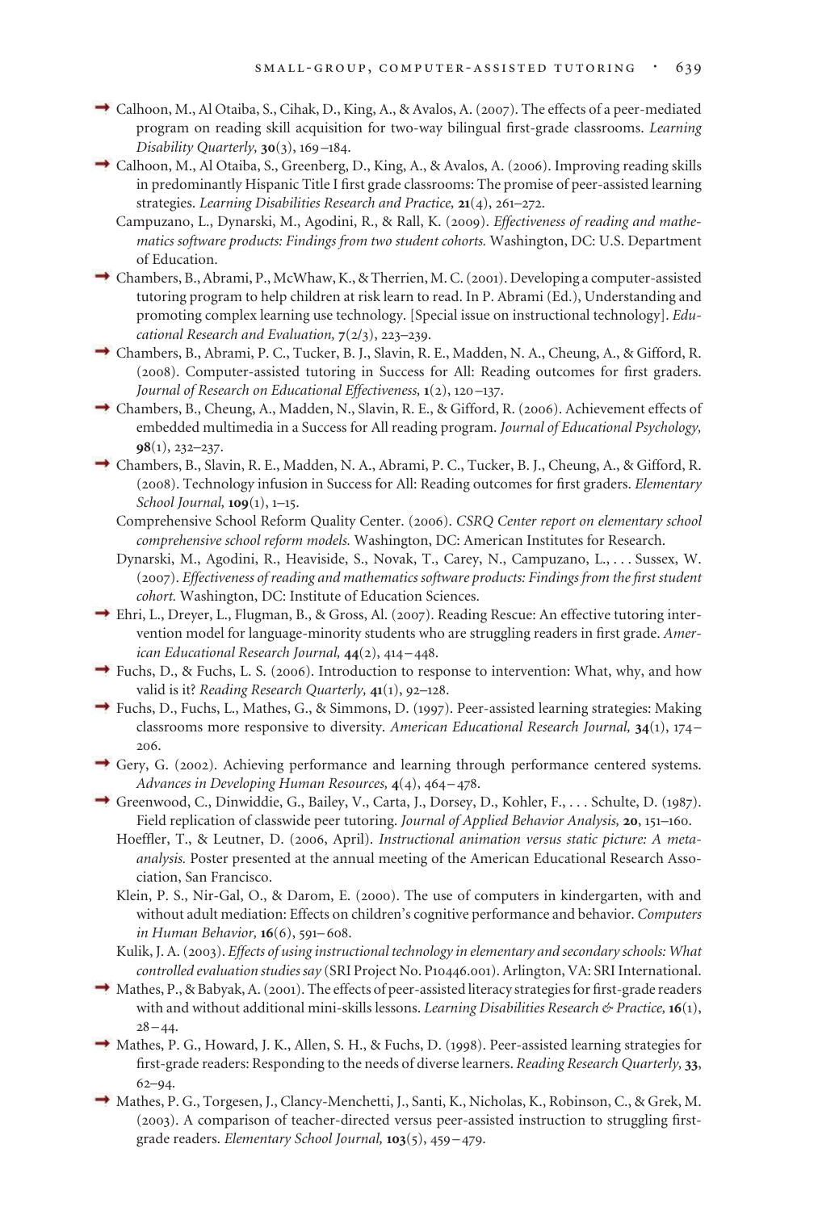Calhoon, M., Al Otaiba, S., Cihak, D., King, A., & Avalos, A. (2007). The effects of a peer-mediated program on reading skill acquisition for two-way bilingual first-grade classrooms. *Learning Disability Quarterly,* **30**(3), 169–184.

Calhoon, M., Al Otaiba, S., Greenberg, D., King, A., & Avalos, A. (2006). Improving reading skills in predominantly Hispanic Title I first grade classrooms: The promise of peer-assisted learning strategies. *Learning Disabilities Research and Practice,* **21**(4), 261–272.

Campuzano, L., Dynarski, M., Agodini, R., & Rall, K. (2009). *Effectiveness of reading and mathematics software products: Findings from two student cohorts.* Washington, DC: U.S. Department of Education.

Chambers, B., Abrami, P., McWhaw, K., & Therrien, M. C. (2001). Developing a computer-assisted tutoring program to help children at risk learn to read. In P. Abrami (Ed.), Understanding and promoting complex learning use technology. [Special issue on instructional technology]. *Educational Research and Evaluation,* **7**(2/3), 223–239.

Chambers, B., Abrami, P. C., Tucker, B. J., Slavin, R. E., Madden, N. A., Cheung, A., & Gifford, R. (2008). Computer-assisted tutoring in Success for All: Reading outcomes for first graders. *Journal of Research on Educational Effectiveness,* **1**(2), 120–137.

Chambers, B., Cheung, A., Madden, N., Slavin, R. E., & Gifford, R. (2006). Achievement effects of embedded multimedia in a Success for All reading program. *Journal of Educational Psychology,* **98**(1), 232–237.

Chambers, B., Slavin, R. E., Madden, N. A., Abrami, P. C., Tucker, B. J., Cheung, A., & Gifford, R. (2008). Technology infusion in Success for All: Reading outcomes for first graders. *Elementary School Journal,* **109**(1), 1–15.

Comprehensive School Reform Quality Center. (2006). *CSRQ Center report on elementary school comprehensive school reform models.* Washington, DC: American Institutes for Research.

Dynarski, M., Agodini, R., Heaviside, S., Novak, T., Carey, N., Campuzano, L., . . . Sussex, W. (2007). *Effectiveness of reading and mathematics software products: Findings from the first student cohort.* Washington, DC: Institute of Education Sciences.

Ehri, L., Dreyer, L., Flugman, B., & Gross, Al. (2007). Reading Rescue: An effective tutoring intervention model for language-minority students who are struggling readers in first grade. *American Educational Research Journal,* **44**(2), 414–448.

Fuchs, D., & Fuchs, L. S. (2006). Introduction to response to intervention: What, why, and how valid is it? *Reading Research Quarterly,* **41**(1), 92–128.

Fuchs, D., Fuchs, L., Mathes, G., & Simmons, D. (1997). Peer-assisted learning strategies: Making classrooms more responsive to diversity. *American Educational Research Journal,* **34**(1), 174–206.

Gery, G. (2002). Achieving performance and learning through performance centered systems. *Advances in Developing Human Resources,* **4**(4), 464–478.

Greenwood, C., Dinwiddie, G., Bailey, V., Carta, J., Dorsey, D., Kohler, F., . . . Schulte, D. (1987). Field replication of classwide peer tutoring. *Journal of Applied Behavior Analysis,* **20**, 151–160.

Hoeffler, T., & Leutner, D. (2006, April). *Instructional animation versus static picture: A meta-analysis.* Poster presented at the annual meeting of the American Educational Research Association, San Francisco.

Klein, P. S., Nir-Gal, O., & Darom, E. (2000). The use of computers in kindergarten, with and without adult mediation: Effects on children's cognitive performance and behavior. *Computers in Human Behavior,* **16**(6), 591–608.

Kulik, J. A. (2003). *Effects of using instructional technology in elementary and secondary schools: What controlled evaluation studies say* (SRI Project No. P10446.001). Arlington, VA: SRI International.

Mathes, P., & Babyak, A. (2001). The effects of peer-assisted literacy strategies for first-grade readers with and without additional mini-skills lessons. *Learning Disabilities Research & Practice,* **16**(1), 28–44.

Mathes, P. G., Howard, J. K., Allen, S. H., & Fuchs, D. (1998). Peer-assisted learning strategies for first-grade readers: Responding to the needs of diverse learners. *Reading Research Quarterly,* **33**, 62–94.

Mathes, P. G., Torgesen, J., Clancy-Menchetti, J., Santi, K., Nicholas, K., Robinson, C., & Grek, M. (2003). A comparison of teacher-directed versus peer-assisted instruction to struggling first-grade readers. *Elementary School Journal,* **103**(5), 459–479.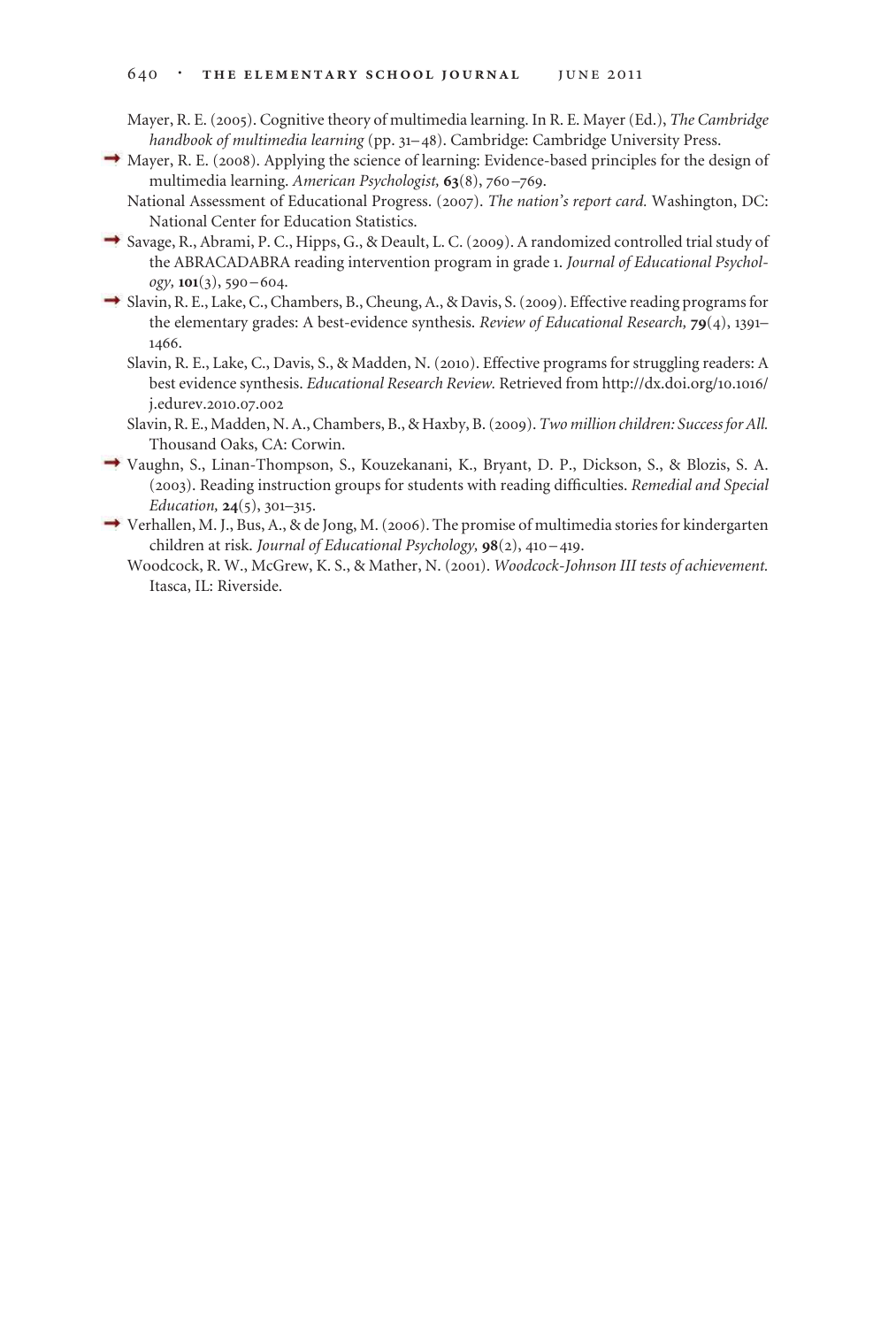Mayer, R. E. (2005). Cognitive theory of multimedia learning. In R. E. Mayer (Ed.), *The Cambridge handbook of multimedia learning* (pp. 31–48). Cambridge: Cambridge University Press.

Mayer, R. E. (2008). Applying the science of learning: Evidence-based principles for the design of multimedia learning. *American Psychologist,* **63**(8), 760–769.

National Assessment of Educational Progress. (2007). *The nation's report card.* Washington, DC: National Center for Education Statistics.

Savage, R., Abrami, P. C., Hipps, G., & Deault, L. C. (2009). A randomized controlled trial study of the ABRACADABRA reading intervention program in grade 1. *Journal of Educational Psychology,* **101**(3), 590–604.

Slavin, R. E., Lake, C., Chambers, B., Cheung, A., & Davis, S. (2009). Effective reading programs for the elementary grades: A best-evidence synthesis. *Review of Educational Research,* **79**(4), 1391–1466.

Slavin, R. E., Lake, C., Davis, S., & Madden, N. (2010). Effective programs for struggling readers: A best evidence synthesis. *Educational Research Review.* Retrieved from http://dx.doi.org/10.1016/j.edurev.2010.07.002

Slavin, R. E., Madden, N. A., Chambers, B., & Haxby, B. (2009). *Two million children: Success for All.* Thousand Oaks, CA: Corwin.

Vaughn, S., Linan-Thompson, S., Kouzekanani, K., Bryant, D. P., Dickson, S., & Blozis, S. A. (2003). Reading instruction groups for students with reading difficulties. *Remedial and Special Education,* **24**(5), 301–315.

Verhallen, M. J., Bus, A., & de Jong, M. (2006). The promise of multimedia stories for kindergarten children at risk. *Journal of Educational Psychology,* **98**(2), 410–419.

Woodcock, R. W., McGrew, K. S., & Mather, N. (2001). *Woodcock-Johnson III tests of achievement.* Itasca, IL: Riverside.